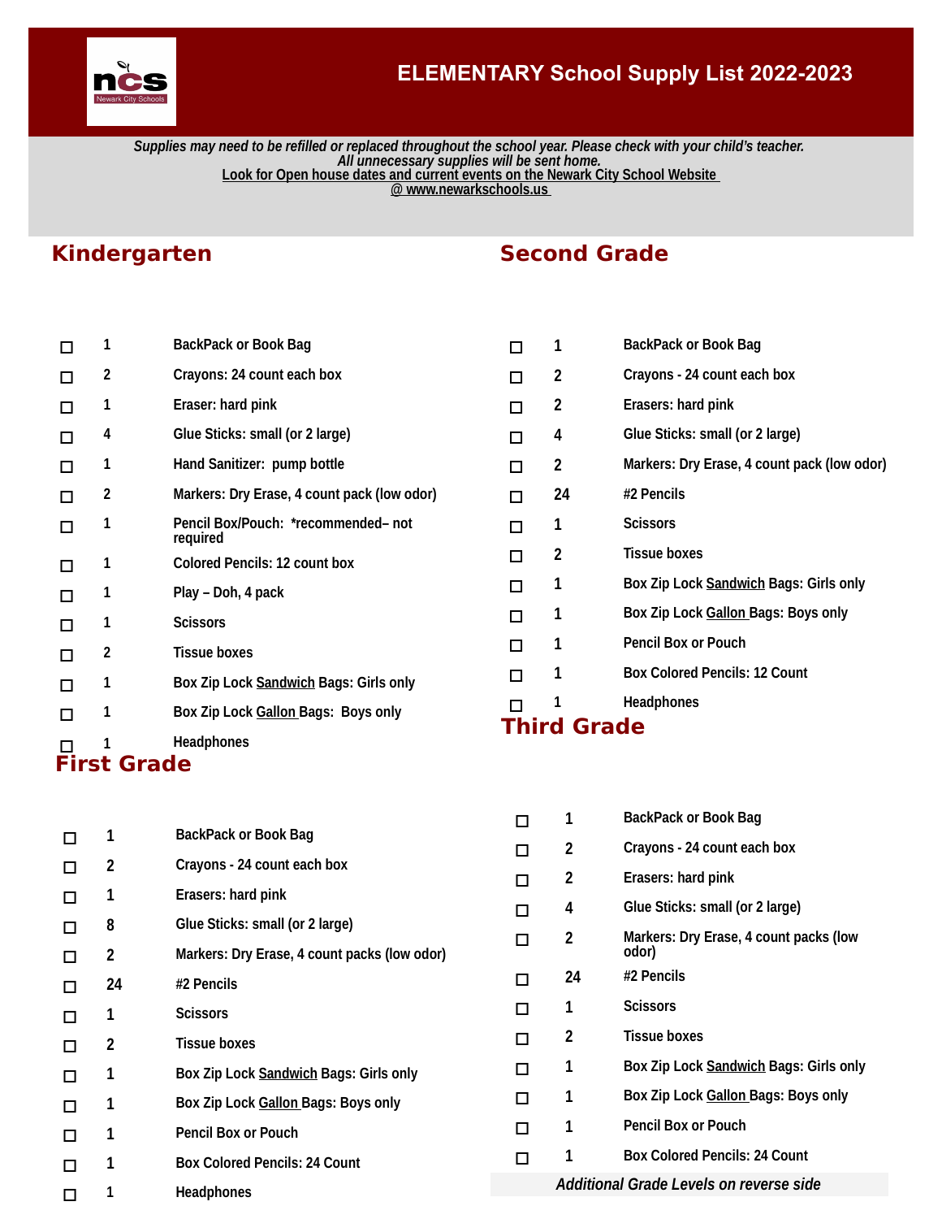# ELEMENTARY School Supply List 2022-2023

*Supplies may need to be refilled or replaced throughout the school year. Please check with your child's teacher.*
*All unnecessary supplies will be sent home.*
Look for Open house dates and current events on the Newark City School Website @ www.newarkschools.us

## Kindergarten

- ☐ 1 BackPack or Book Bag
- ☐ 2 Crayons: 24 count each box
- ☐ 1 Eraser: hard pink
- ☐ 4 Glue Sticks: small (or 2 large)
- ☐ 1 Hand Sanitizer: pump bottle
- ☐ 2 Markers: Dry Erase, 4 count pack (low odor)
- ☐ 1 Pencil Box/Pouch: *recommended– not required
- ☐ 1 Colored Pencils: 12 count box
- ☐ 1 Play – Doh, 4 pack
- ☐ 1 Scissors
- ☐ 2 Tissue boxes
- ☐ 1 Box Zip Lock Sandwich Bags: Girls only
- ☐ 1 Box Zip Lock Gallon Bags: Boys only
- ☐ 1 Headphones

## First Grade

- ☐ 1 BackPack or Book Bag
- ☐ 2 Crayons - 24 count each box
- ☐ 1 Erasers: hard pink
- ☐ 8 Glue Sticks: small (or 2 large)
- ☐ 2 Markers: Dry Erase, 4 count packs (low odor)
- ☐ 24 #2 Pencils
- ☐ 1 Scissors
- ☐ 2 Tissue boxes
- ☐ 1 Box Zip Lock Sandwich Bags: Girls only
- ☐ 1 Box Zip Lock Gallon Bags: Boys only
- ☐ 1 Pencil Box or Pouch
- ☐ 1 Box Colored Pencils: 24 Count
- ☐ 1 Headphones

## Second Grade

- ☐ 1 BackPack or Book Bag
- ☐ 2 Crayons - 24 count each box
- ☐ 2 Erasers: hard pink
- ☐ 4 Glue Sticks: small (or 2 large)
- ☐ 2 Markers: Dry Erase, 4 count pack (low odor)
- ☐ 24 #2 Pencils
- ☐ 1 Scissors
- ☐ 2 Tissue boxes
- ☐ 1 Box Zip Lock Sandwich Bags: Girls only
- ☐ 1 Box Zip Lock Gallon Bags: Boys only
- ☐ 1 Pencil Box or Pouch
- ☐ 1 Box Colored Pencils: 12 Count
- ☐ 1 Headphones

## Third Grade

- ☐ 1 BackPack or Book Bag
- ☐ 2 Crayons - 24 count each box
- ☐ 2 Erasers: hard pink
- ☐ 4 Glue Sticks: small (or 2 large)
- ☐ 2 Markers: Dry Erase, 4 count packs (low odor)
- ☐ 24 #2 Pencils
- ☐ 1 Scissors
- ☐ 2 Tissue boxes
- ☐ 1 Box Zip Lock Sandwich Bags: Girls only
- ☐ 1 Box Zip Lock Gallon Bags: Boys only
- ☐ 1 Pencil Box or Pouch
- ☐ 1 Box Colored Pencils: 24 Count

*Additional Grade Levels on reverse side*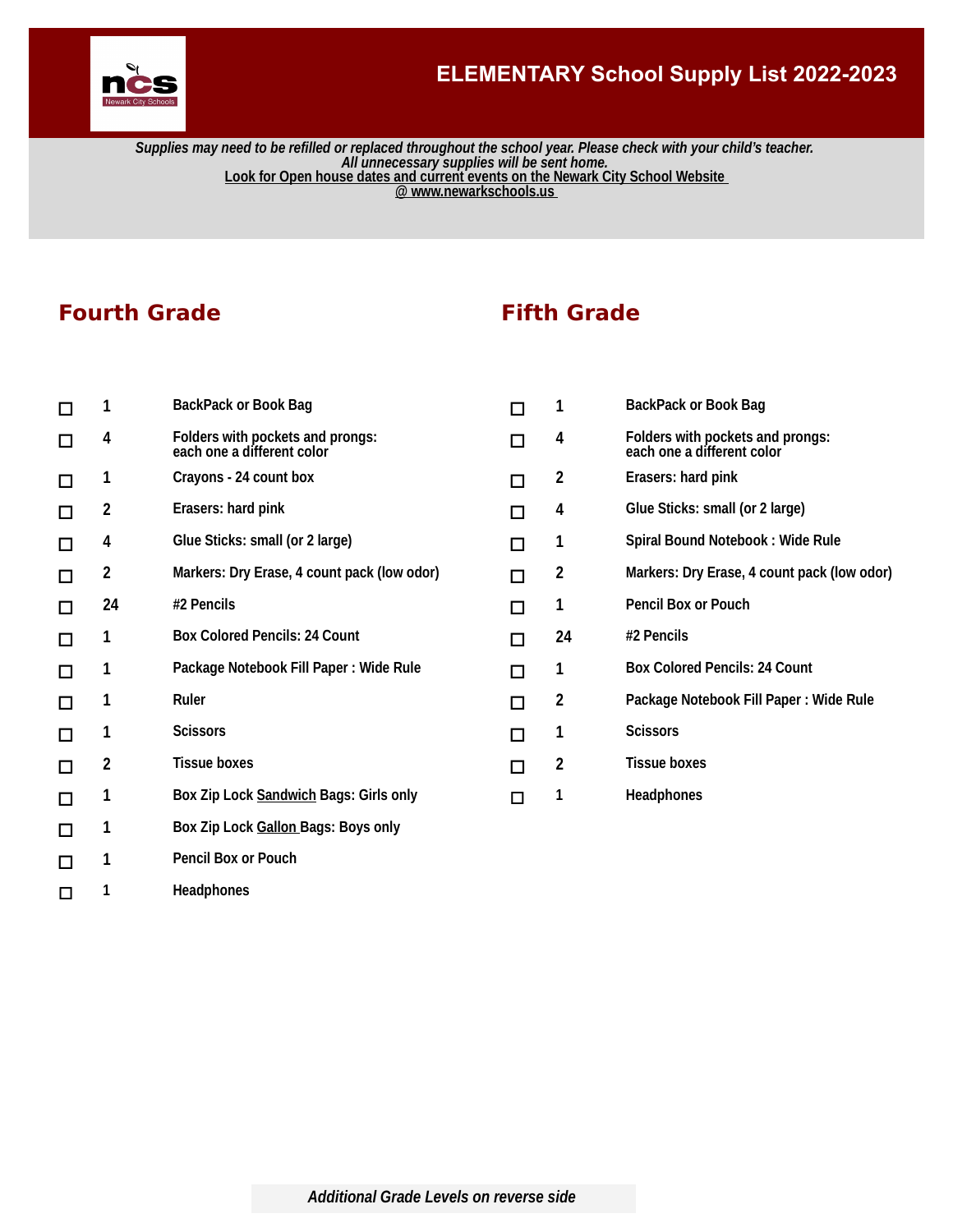# ELEMENTARY School Supply List 2022-2023

*Supplies may need to be refilled or replaced throughout the school year. Please check with your child's teacher.*
*All unnecessary supplies will be sent home.*
Look for Open house dates and current events on the Newark City School Website @ www.newarkschools.us

## Fourth Grade

| | | |
|---|---|---|
| ☐ | 1 | BackPack or Book Bag |
| ☐ | 4 | Folders with pockets and prongs: each one a different color |
| ☐ | 1 | Crayons - 24 count box |
| ☐ | 2 | Erasers: hard pink |
| ☐ | 4 | Glue Sticks: small (or 2 large) |
| ☐ | 2 | Markers: Dry Erase, 4 count pack (low odor) |
| ☐ | 24 | #2 Pencils |
| ☐ | 1 | Box Colored Pencils: 24 Count |
| ☐ | 1 | Package Notebook Fill Paper : Wide Rule |
| ☐ | 1 | Ruler |
| ☐ | 1 | Scissors |
| ☐ | 2 | Tissue boxes |
| ☐ | 1 | Box Zip Lock Sandwich Bags: Girls only |
| ☐ | 1 | Box Zip Lock Gallon Bags: Boys only |
| ☐ | 1 | Pencil Box or Pouch |
| ☐ | 1 | Headphones |

## Fifth Grade

| | | |
|---|---|---|
| ☐ | 1 | BackPack or Book Bag |
| ☐ | 4 | Folders with pockets and prongs: each one a different color |
| ☐ | 2 | Erasers: hard pink |
| ☐ | 4 | Glue Sticks: small (or 2 large) |
| ☐ | 1 | Spiral Bound Notebook : Wide Rule |
| ☐ | 2 | Markers: Dry Erase, 4 count pack (low odor) |
| ☐ | 1 | Pencil Box or Pouch |
| ☐ | 24 | #2 Pencils |
| ☐ | 1 | Box Colored Pencils: 24 Count |
| ☐ | 2 | Package Notebook Fill Paper : Wide Rule |
| ☐ | 1 | Scissors |
| ☐ | 2 | Tissue boxes |
| ☐ | 1 | Headphones |

*Additional Grade Levels on reverse side*